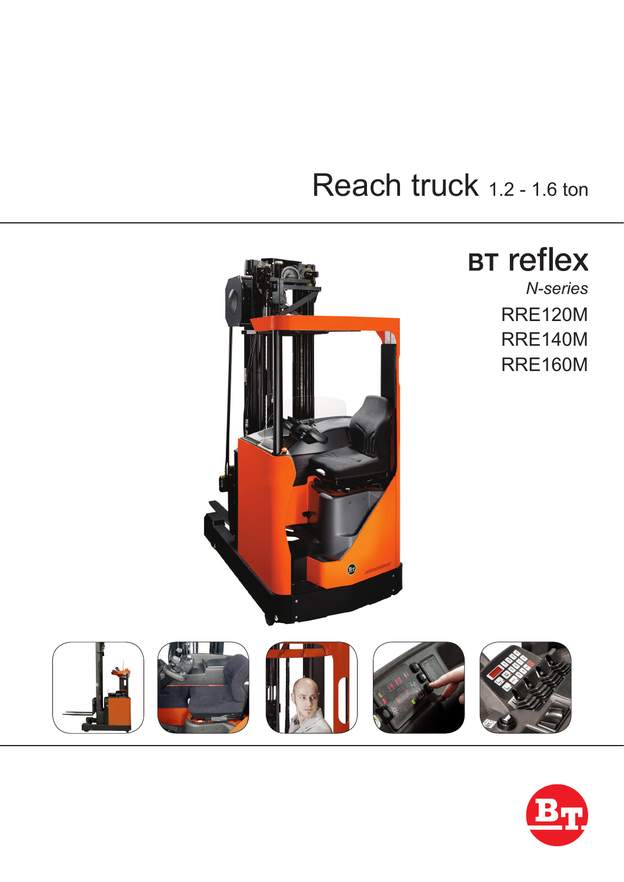# Reach truck 1.2 - 1.6 ton

## BT reflex

*N-series*

RRE120M

RRE140M

RRE160M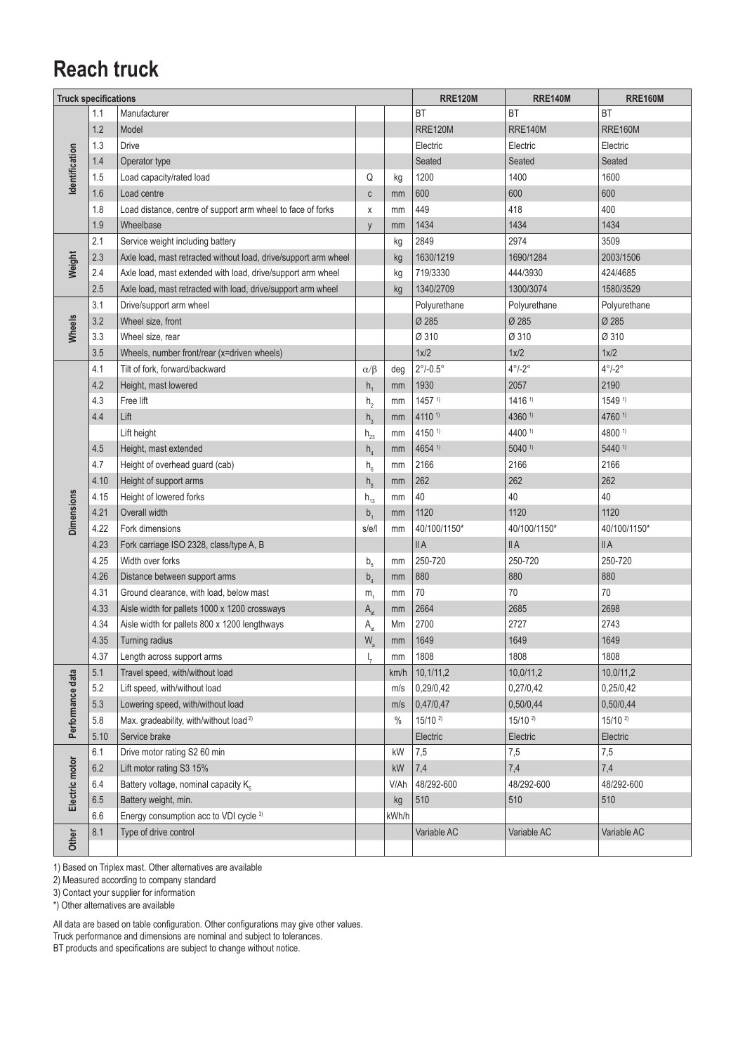# Reach truck

| Truck specifications | | | | | RRE120M | RRE140M | RRE160M |
|---|---|---|---|---|---|---|---|
| Identification | 1.1 | Manufacturer | | | BT | BT | BT |
| | 1.2 | Model | | | RRE120M | RRE140M | RRE160M |
| | 1.3 | Drive | | | Electric | Electric | Electric |
| | 1.4 | Operator type | | | Seated | Seated | Seated |
| | 1.5 | Load capacity/rated load | Q | kg | 1200 | 1400 | 1600 |
| | 1.6 | Load centre | c | mm | 600 | 600 | 600 |
| | 1.8 | Load distance, centre of support arm wheel to face of forks | x | mm | 449 | 418 | 400 |
| | 1.9 | Wheelbase | y | mm | 1434 | 1434 | 1434 |
| Weight | 2.1 | Service weight including battery | | kg | 2849 | 2974 | 3509 |
| | 2.3 | Axle load, mast retracted without load, drive/support arm wheel | | kg | 1630/1219 | 1690/1284 | 2003/1506 |
| | 2.4 | Axle load, mast extended with load, drive/support arm wheel | | kg | 719/3330 | 444/3930 | 424/4685 |
| | 2.5 | Axle load, mast retracted with load, drive/support arm wheel | | kg | 1340/2709 | 1300/3074 | 1580/3529 |
| Wheels | 3.1 | Drive/support arm wheel | | | Polyurethane | Polyurethane | Polyurethane |
| | 3.2 | Wheel size, front | | | Ø 285 | Ø 285 | Ø 285 |
| | 3.3 | Wheel size, rear | | | Ø 310 | Ø 310 | Ø 310 |
| | 3.5 | Wheels, number front/rear (x=driven wheels) | | | 1x/2 | 1x/2 | 1x/2 |
| Dimensions | 4.1 | Tilt of fork, forward/backward | $\alpha/\beta$ | deg | 2°/-0.5° | 4°/-2° | 4°/-2° |
| | 4.2 | Height, mast lowered | $h_1$ | mm | 1930 | 2057 | 2190 |
| | 4.3 | Free lift | $h_2$ | mm | 1457 [1] | 1416 [1] | 1549 [1] |
| | 4.4 | Lift | $h_3$ | mm | 4110 [1] | 4360 [1] | 4760 [1] |
| | | Lift height | $h_{23}$ | mm | 4150 [1] | 4400 [1] | 4800 [1] |
| | 4.5 | Height, mast extended | $h_4$ | mm | 4654 [1] | 5040 [1] | 5440 [1] |
| | 4.7 | Height of overhead guard (cab) | $h_6$ | mm | 2166 | 2166 | 2166 |
| | 4.10 | Height of support arms | $h_8$ | mm | 262 | 262 | 262 |
| | 4.15 | Height of lowered forks | $h_{13}$ | mm | 40 | 40 | 40 |
| | 4.21 | Overall width | $b_1$ | mm | 1120 | 1120 | 1120 |
| | 4.22 | Fork dimensions | s/e/l | mm | 40/100/1150* | 40/100/1150* | 40/100/1150* |
| | 4.23 | Fork carriage ISO 2328, class/type A, B | | | II A | II A | II A |
| | 4.25 | Width over forks | $b_5$ | mm | 250-720 | 250-720 | 250-720 |
| | 4.26 | Distance between support arms | $b_4$ | mm | 880 | 880 | 880 |
| | 4.31 | Ground clearance, with load, below mast | $m_1$ | mm | 70 | 70 | 70 |
| | 4.33 | Aisle width for pallets 1000 x 1200 crossways | $A_{st}$ | mm | 2664 | 2685 | 2698 |
| | 4.34 | Aisle width for pallets 800 x 1200 lengthways | $A_{st}$ | Mm | 2700 | 2727 | 2743 |
| | 4.35 | Turning radius | $W_a$ | mm | 1649 | 1649 | 1649 |
| | 4.37 | Length across support arms | $l_7$ | mm | 1808 | 1808 | 1808 |
| Performance data | 5.1 | Travel speed, with/without load | | km/h | 10,1/11,2 | 10,0/11,2 | 10,0/11,2 |
| | 5.2 | Lift speed, with/without load | | m/s | 0,29/0,42 | 0,27/0,42 | 0,25/0,42 |
| | 5.3 | Lowering speed, with/without load | | m/s | 0,47/0,47 | 0,50/0,44 | 0,50/0,44 |
| | 5.8 | Max. gradeability, with/without load [2] | | % | 15/10 [2] | 15/10 [2] | 15/10 [2] |
| | 5.10 | Service brake | | | Electric | Electric | Electric |
| Electric motor | 6.1 | Drive motor rating S2 60 min | | kW | 7,5 | 7,5 | 7,5 |
| | 6.2 | Lift motor rating S3 15% | | kW | 7,4 | 7,4 | 7,4 |
| | 6.4 | Battery voltage, nominal capacity $K_5$ | | V/Ah | 48/292-600 | 48/292-600 | 48/292-600 |
| | 6.5 | Battery weight, min. | | kg | 510 | 510 | 510 |
| | 6.6 | Energy consumption acc to VDI cycle [3] | | kWh/h | | | |
| Other | 8.1 | Type of drive control | | | Variable AC | Variable AC | Variable AC |

1) Based on Triplex mast. Other alternatives are available

2) Measured according to company standard

3) Contact your supplier for information

*) Other alternatives are available

All data are based on table configuration. Other configurations may give other values.
Truck performance and dimensions are nominal and subject to tolerances.
BT products and specifications are subject to change without notice.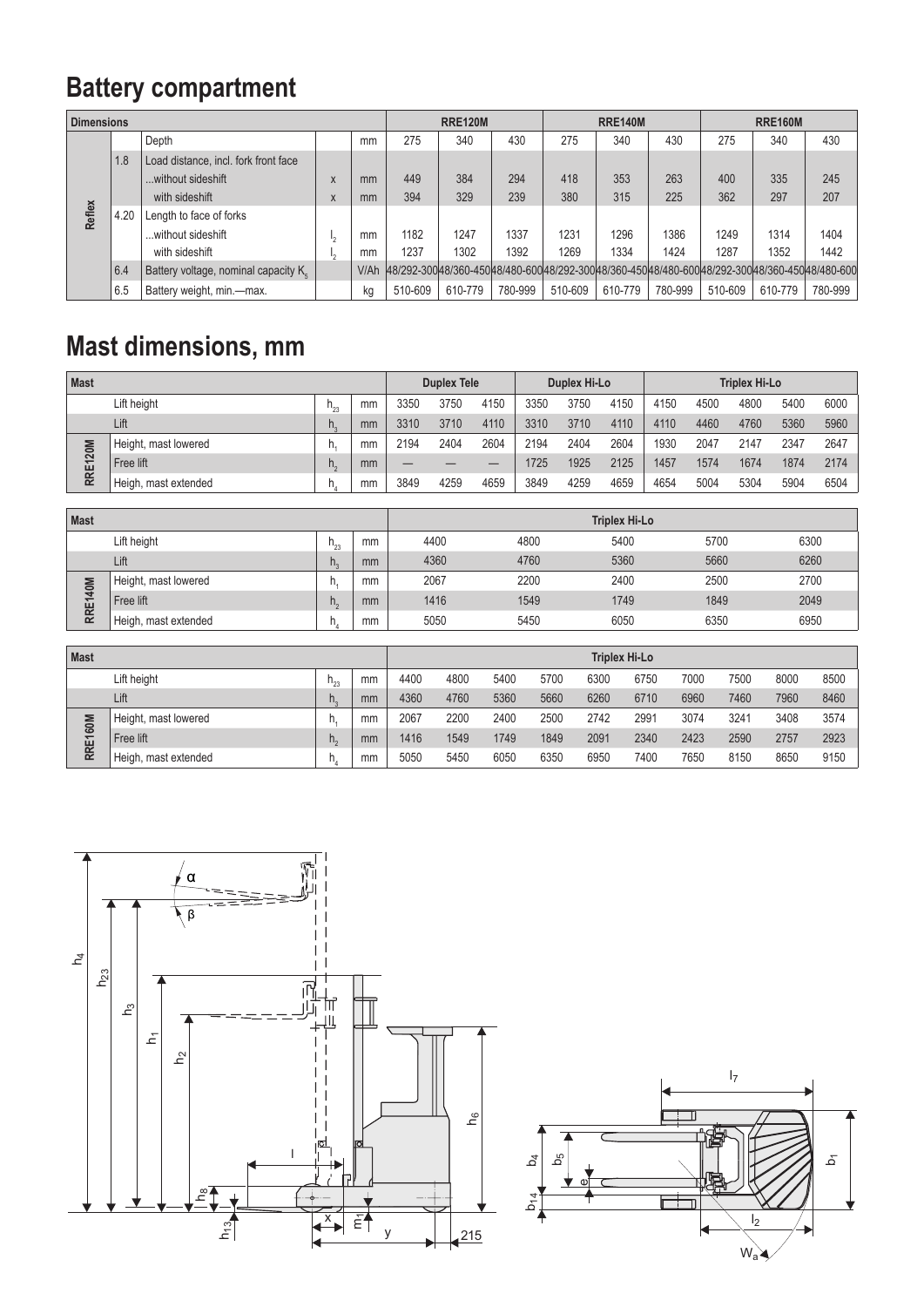# Battery compartment

| Dimensions | | | | | RRE120M | | | RRE140M | | | RRE160M | | |
|---|---|---|---|---|---|---|---|---|---|---|---|---|---|
| | | Depth | | mm | 275 | 340 | 430 | 275 | 340 | 430 | 275 | 340 | 430 |
| Reflex | 1.8 | Load distance, incl. fork front face | | | | | | | | | | | |
| | | ...without sideshift | x | mm | 449 | 384 | 294 | 418 | 353 | 263 | 400 | 335 | 245 |
| | | with sideshift | x | mm | 394 | 329 | 239 | 380 | 315 | 225 | 362 | 297 | 207 |
| | 4.20 | Length to face of forks | | | | | | | | | | | |
| | | ...without sideshift | $l_2$ | mm | 1182 | 1247 | 1337 | 1231 | 1296 | 1386 | 1249 | 1314 | 1404 |
| | | with sideshift | $l_2$ | mm | 1237 | 1302 | 1392 | 1269 | 1334 | 1424 | 1287 | 1352 | 1442 |
| | 6.4 | Battery voltage, nominal capacity $K_5$ | | V/Ah | 48/292-300 | 48/360-450 | 48/480-600 | 48/292-300 | 48/360-450 | 48/480-600 | 48/292-300 | 48/360-450 | 48/480-600 |
| | 6.5 | Battery weight, min.—max. | | kg | 510-609 | 610-779 | 780-999 | 510-609 | 610-779 | 780-999 | 510-609 | 610-779 | 780-999 |

# Mast dimensions, mm

| Mast | | | | Duplex Tele | | | Duplex Hi-Lo | | | Triplex Hi-Lo | | | | |
|---|---|---|---|---|---|---|---|---|---|---|---|---|---|---|
| | Lift height | $h_{23}$ | mm | 3350 | 3750 | 4150 | 3350 | 3750 | 4150 | 4150 | 4500 | 4800 | 5400 | 6000 |
| | Lift | $h_3$ | mm | 3310 | 3710 | 4110 | 3310 | 3710 | 4110 | 4110 | 4460 | 4760 | 5360 | 5960 |
| RRE120M | Height, mast lowered | $h_1$ | mm | 2194 | 2404 | 2604 | 2194 | 2404 | 2604 | 1930 | 2047 | 2147 | 2347 | 2647 |
| | Free lift | $h_2$ | mm | — | — | — | 1725 | 1925 | 2125 | 1457 | 1574 | 1674 | 1874 | 2174 |
| | Heigh, mast extended | $h_4$ | mm | 3849 | 4259 | 4659 | 3849 | 4259 | 4659 | 4654 | 5004 | 5304 | 5904 | 6504 |

| Mast | | | | Triplex Hi-Lo | | | | |
|---|---|---|---|---|---|---|---|---|
| | Lift height | $h_{23}$ | mm | 4400 | 4800 | 5400 | 5700 | 6300 |
| | Lift | $h_3$ | mm | 4360 | 4760 | 5360 | 5660 | 6260 |
| RRE140M | Height, mast lowered | $h_1$ | mm | 2067 | 2200 | 2400 | 2500 | 2700 |
| | Free lift | $h_2$ | mm | 1416 | 1549 | 1749 | 1849 | 2049 |
| | Heigh, mast extended | $h_4$ | mm | 5050 | 5450 | 6050 | 6350 | 6950 |

| Mast | | | | Triplex Hi-Lo | | | | | | | | | |
|---|---|---|---|---|---|---|---|---|---|---|---|---|---|
| | Lift height | $h_{23}$ | mm | 4400 | 4800 | 5400 | 5700 | 6300 | 6750 | 7000 | 7500 | 8000 | 8500 |
| | Lift | $h_3$ | mm | 4360 | 4760 | 5360 | 5660 | 6260 | 6710 | 6960 | 7460 | 7960 | 8460 |
| RRE160M | Height, mast lowered | $h_1$ | mm | 2067 | 2200 | 2400 | 2500 | 2742 | 2991 | 3074 | 3241 | 3408 | 3574 |
| | Free lift | $h_2$ | mm | 1416 | 1549 | 1749 | 1849 | 2091 | 2340 | 2423 | 2590 | 2757 | 2923 |
| | Heigh, mast extended | $h_4$ | mm | 5050 | 5450 | 6050 | 6350 | 6950 | 7400 | 7650 | 8150 | 8650 | 9150 |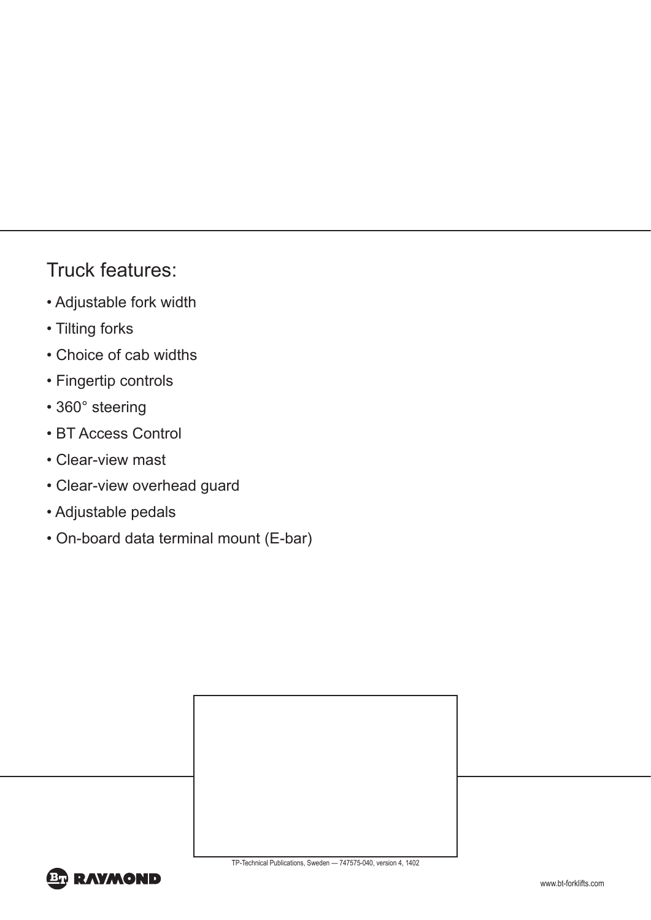## Truck features:

- Adjustable fork width
- Tilting forks
- Choice of cab widths
- Fingertip controls
- 360° steering
- BT Access Control
- Clear-view mast
- Clear-view overhead guard
- Adjustable pedals
- On-board data terminal mount (E-bar)

TP-Technical Publications, Sweden — 747575-040, version 4, 1402

BT RAYMOND

www.bt-forklifts.com